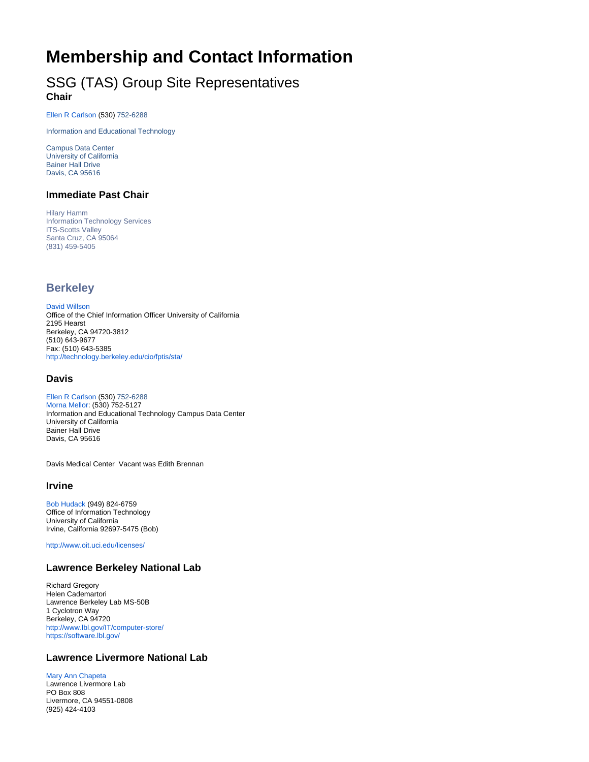# Membership and Contact Information

## SSG (TAS) Group Site Representatives

### Chair

Ellen R Carlson (530) 752-6288

Information and Educational Technology

Campus Data Center
University of California
Bainer Hall Drive
Davis, CA 95616

### Immediate Past Chair

Hilary Hamm
Information Technology Services
ITS-Scotts Valley
Santa Cruz, CA 95064
(831) 459-5405

## Berkeley

David Willson
Office of the Chief Information Officer University of California
2195 Hearst
Berkeley, CA 94720-3812
(510) 643-9677
Fax: (510) 643-5385
http://technology.berkeley.edu/cio/fptis/sta/

### Davis

Ellen R Carlson (530) 752-6288
Morna Mellor: (530) 752-5127
Information and Educational Technology Campus Data Center
University of California
Bainer Hall Drive
Davis, CA 95616

Davis Medical Center Vacant was Edith Brennan

### Irvine

Bob Hudack (949) 824-6759
Office of Information Technology
University of California
Irvine, California 92697-5475 (Bob)

http://www.oit.uci.edu/licenses/

### Lawrence Berkeley National Lab

Richard Gregory
Helen Cademartori
Lawrence Berkeley Lab MS-50B
1 Cyclotron Way
Berkeley, CA 94720
http://www.lbl.gov/IT/computer-store/
https://software.lbl.gov/

### Lawrence Livermore National Lab

Mary Ann Chapeta
Lawrence Livermore Lab
PO Box 808
Livermore, CA 94551-0808
(925) 424-4103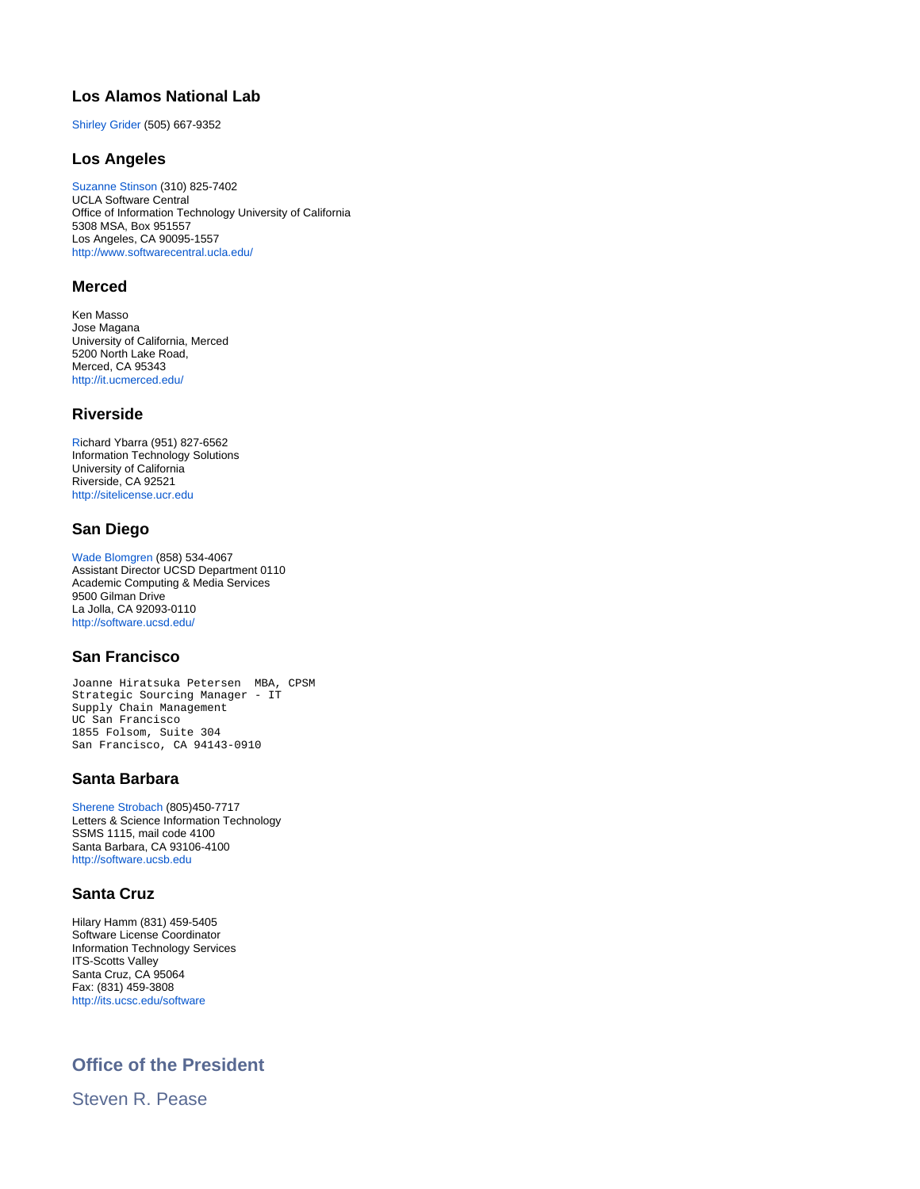### Los Alamos National Lab

Shirley Grider (505) 667-9352

### Los Angeles

Suzanne Stinson (310) 825-7402
UCLA Software Central
Office of Information Technology University of California
5308 MSA, Box 951557
Los Angeles, CA 90095-1557
http://www.softwarecentral.ucla.edu/

### Merced

Ken Masso
Jose Magana
University of California, Merced
5200 North Lake Road,
Merced, CA 95343
http://it.ucmerced.edu/

### Riverside

Richard Ybarra (951) 827-6562
Information Technology Solutions
University of California
Riverside, CA 92521
http://sitelicense.ucr.edu

### San Diego

Wade Blomgren (858) 534-4067
Assistant Director UCSD Department 0110
Academic Computing & Media Services
9500 Gilman Drive
La Jolla, CA 92093-0110
http://software.ucsd.edu/

### San Francisco

```
Joanne Hiratsuka Petersen  MBA, CPSM
Strategic Sourcing Manager - IT
Supply Chain Management
UC San Francisco
1855 Folsom, Suite 304
San Francisco, CA 94143-0910
```

### Santa Barbara

Sherene Strobach (805)450-7717
Letters & Science Information Technology
SSMS 1115, mail code 4100
Santa Barbara, CA 93106-4100
http://software.ucsb.edu

### Santa Cruz

Hilary Hamm (831) 459-5405
Software License Coordinator
Information Technology Services
ITS-Scotts Valley
Santa Cruz, CA 95064
Fax: (831) 459-3808
http://its.ucsc.edu/software

## Office of the President

Steven R. Pease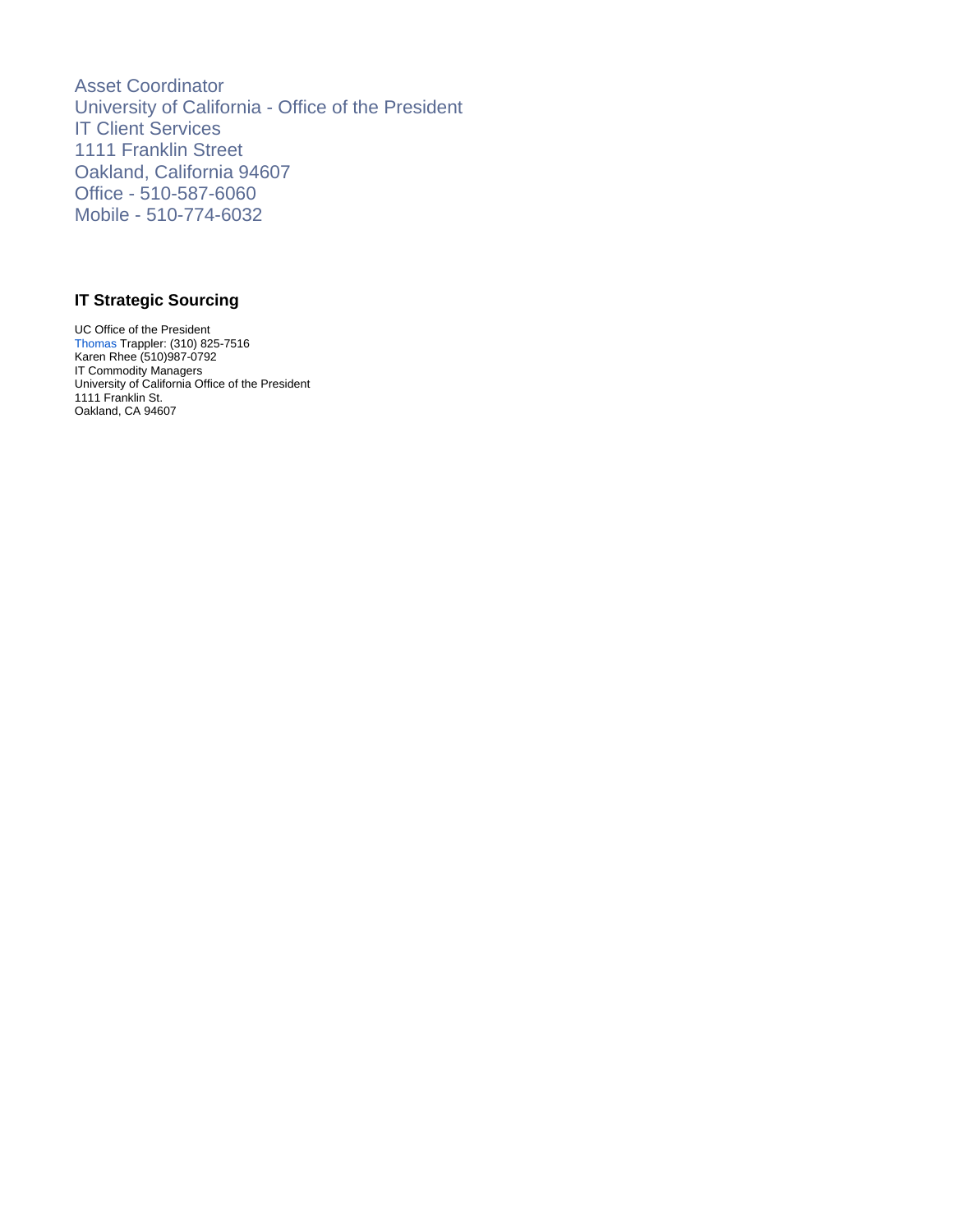Asset Coordinator
University of California - Office of the President
IT Client Services
1111 Franklin Street
Oakland, California 94607
Office - 510-587-6060
Mobile - 510-774-6032

### IT Strategic Sourcing

UC Office of the President
Thomas Trappler: (310) 825-7516
Karen Rhee (510)987-0792
IT Commodity Managers
University of California Office of the President
1111 Franklin St.
Oakland, CA 94607